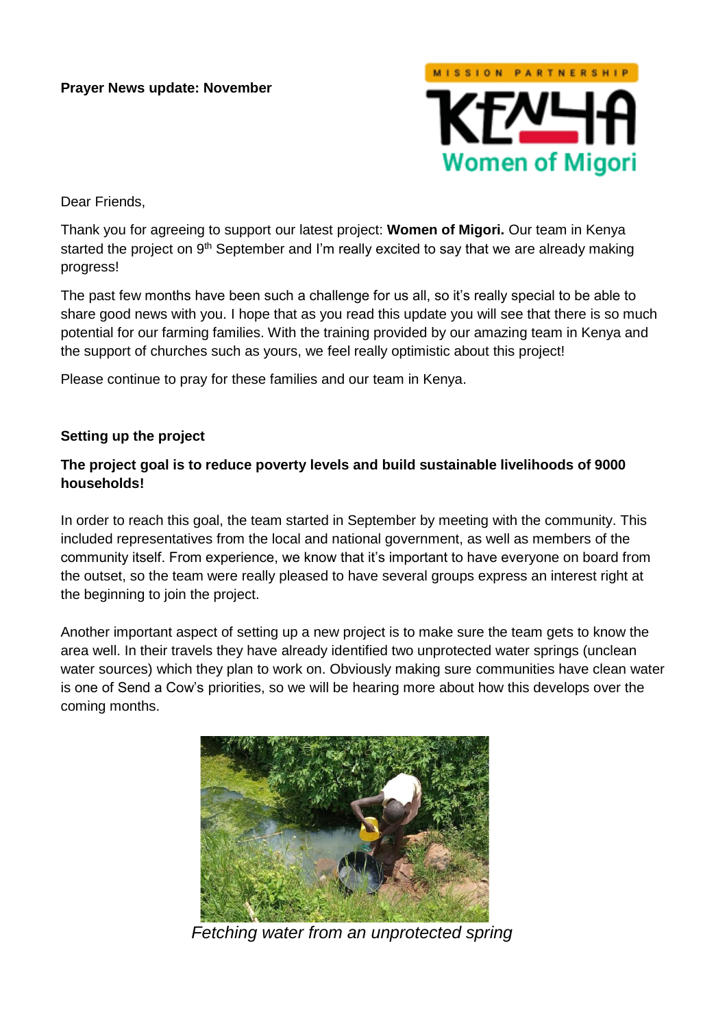**Prayer News update: November**

Mission Partnership Kenya – Women of Migori

Dear Friends,

Thank you for agreeing to support our latest project: **Women of Migori.** Our team in Kenya started the project on 9th September and I'm really excited to say that we are already making progress!

The past few months have been such a challenge for us all, so it's really special to be able to share good news with you. I hope that as you read this update you will see that there is so much potential for our farming families. With the training provided by our amazing team in Kenya and the support of churches such as yours, we feel really optimistic about this project!

Please continue to pray for these families and our team in Kenya.

**Setting up the project**

**The project goal is to reduce poverty levels and build sustainable livelihoods of 9000 households!**

In order to reach this goal, the team started in September by meeting with the community. This included representatives from the local and national government, as well as members of the community itself. From experience, we know that it's important to have everyone on board from the outset, so the team were really pleased to have several groups express an interest right at the beginning to join the project.

Another important aspect of setting up a new project is to make sure the team gets to know the area well. In their travels they have already identified two unprotected water springs (unclean water sources) which they plan to work on. Obviously making sure communities have clean water is one of Send a Cow's priorities, so we will be hearing more about how this develops over the coming months.

*Fetching water from an unprotected spring*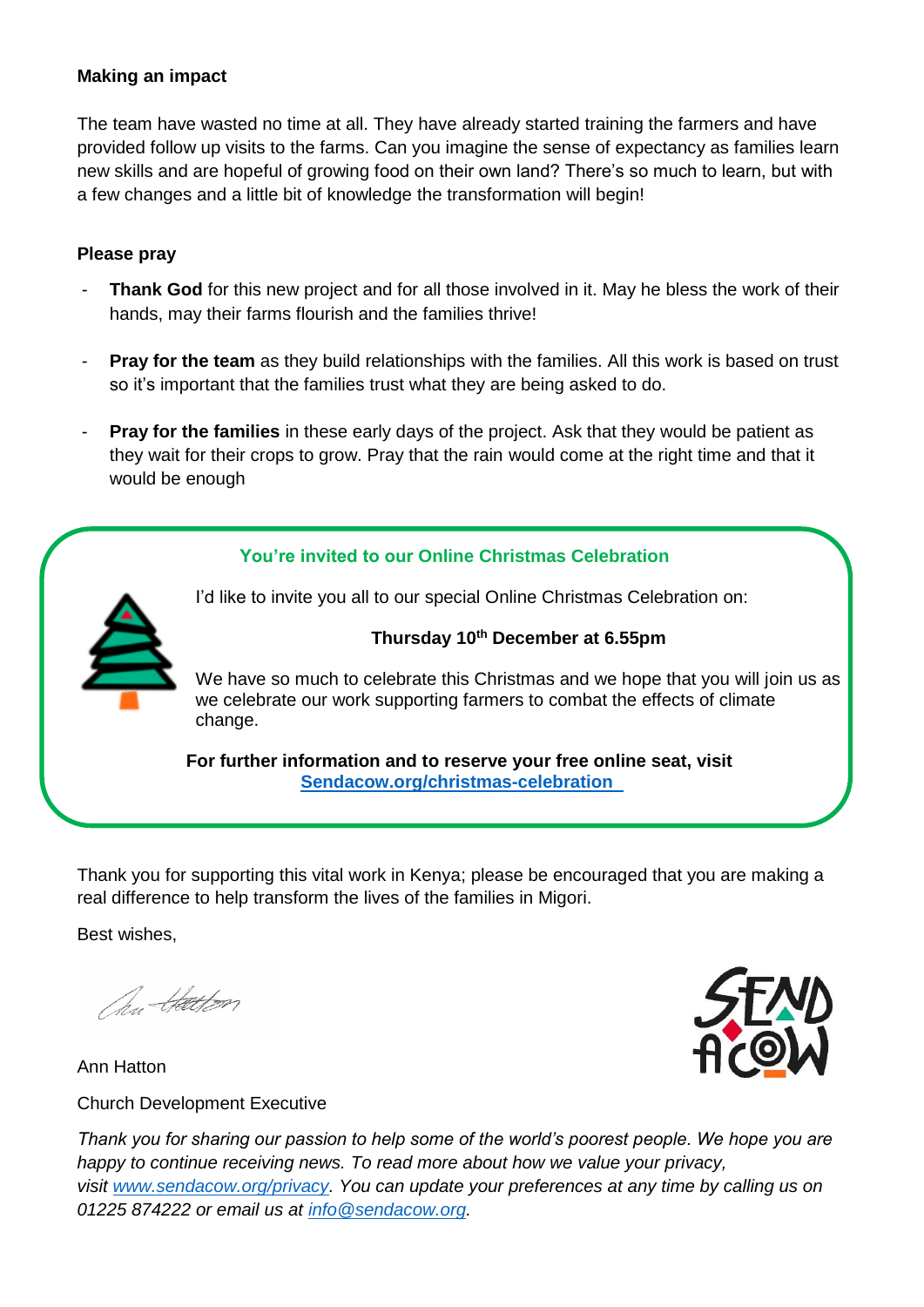**Making an impact**

The team have wasted no time at all. They have already started training the farmers and have provided follow up visits to the farms. Can you imagine the sense of expectancy as families learn new skills and are hopeful of growing food on their own land? There's so much to learn, but with a few changes and a little bit of knowledge the transformation will begin!

**Please pray**

- **Thank God** for this new project and for all those involved in it. May he bless the work of their hands, may their farms flourish and the families thrive!
- **Pray for the team** as they build relationships with the families. All this work is based on trust so it's important that the families trust what they are being asked to do.
- **Pray for the families** in these early days of the project. Ask that they would be patient as they wait for their crops to grow. Pray that the rain would come at the right time and that it would be enough

**You're invited to our Online Christmas Celebration**

I'd like to invite you all to our special Online Christmas Celebration on:

**Thursday 10th December at 6.55pm**

We have so much to celebrate this Christmas and we hope that you will join us as we celebrate our work supporting farmers to combat the effects of climate change.

**For further information and to reserve your free online seat, visit [Sendacow.org/christmas-celebration](Sendacow.org/christmas-celebration)**

Thank you for supporting this vital work in Kenya; please be encouraged that you are making a real difference to help transform the lives of the families in Migori.

Best wishes,

Ann Hatton

Church Development Executive

*Thank you for sharing our passion to help some of the world's poorest people. We hope you are happy to continue receiving news. To read more about how we value your privacy, visit [www.sendacow.org/privacy](www.sendacow.org/privacy). You can update your preferences at any time by calling us on 01225 874222 or email us at [info@sendacow.org](mailto:info@sendacow.org).*